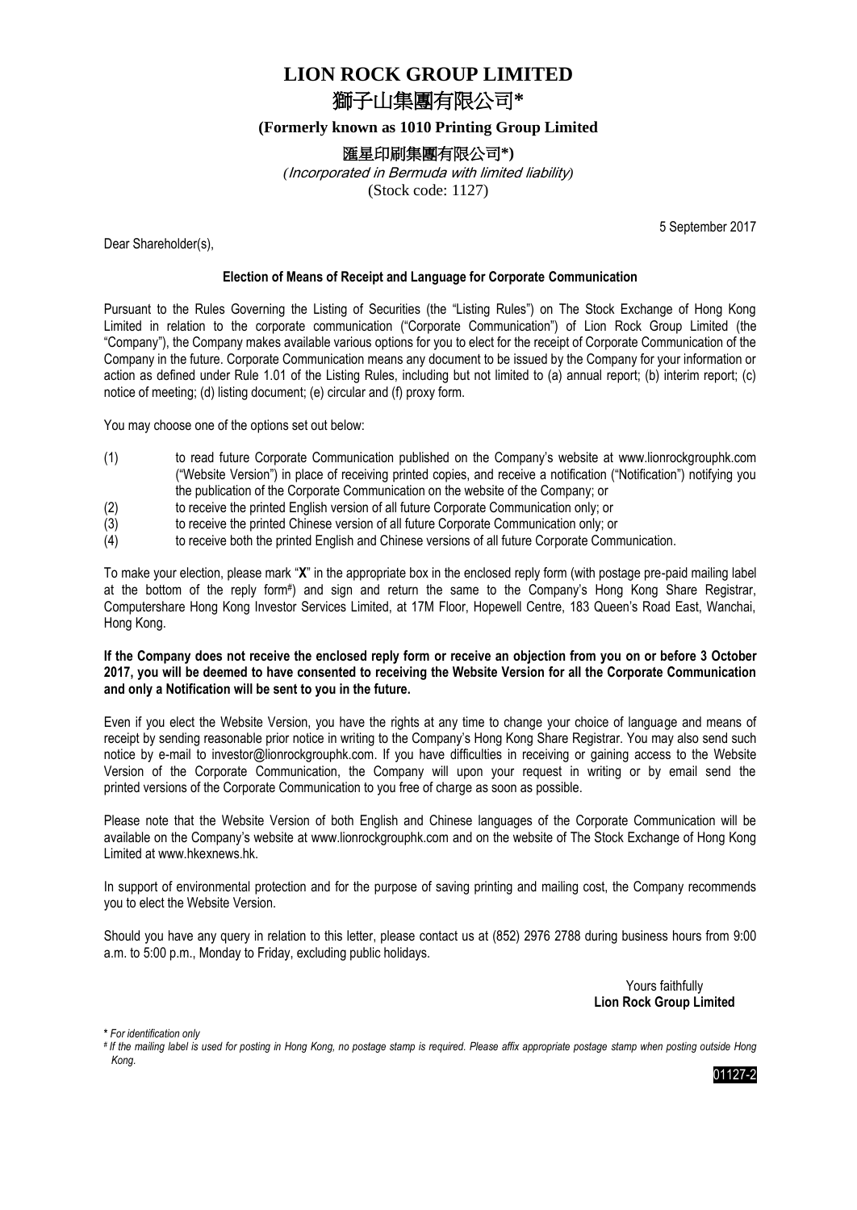# LION ROCK GROUP LIMITED

# 獅子山集團有限公司*

**(Formerly known as 1010 Printing Group Limited**

**滙星印刷集團有限公司*)**

*(Incorporated in Bermuda with limited liability)*

(Stock code: 1127)

5 September 2017

Dear Shareholder(s),

**Election of Means of Receipt and Language for Corporate Communication**

Pursuant to the Rules Governing the Listing of Securities (the "Listing Rules") on The Stock Exchange of Hong Kong Limited in relation to the corporate communication ("Corporate Communication") of Lion Rock Group Limited (the "Company"), the Company makes available various options for you to elect for the receipt of Corporate Communication of the Company in the future. Corporate Communication means any document to be issued by the Company for your information or action as defined under Rule 1.01 of the Listing Rules, including but not limited to (a) annual report; (b) interim report; (c) notice of meeting; (d) listing document; (e) circular and (f) proxy form.

You may choose one of the options set out below:

(1) to read future Corporate Communication published on the Company's website at www.lionrockgrouphk.com ("Website Version") in place of receiving printed copies, and receive a notification ("Notification") notifying you the publication of the Corporate Communication on the website of the Company; or

(2) to receive the printed English version of all future Corporate Communication only; or

(3) to receive the printed Chinese version of all future Corporate Communication only; or

(4) to receive both the printed English and Chinese versions of all future Corporate Communication.

To make your election, please mark "**X**" in the appropriate box in the enclosed reply form (with postage pre-paid mailing label at the bottom of the reply form#) and sign and return the same to the Company's Hong Kong Share Registrar, Computershare Hong Kong Investor Services Limited, at 17M Floor, Hopewell Centre, 183 Queen's Road East, Wanchai, Hong Kong.

**If the Company does not receive the enclosed reply form or receive an objection from you on or before 3 October 2017, you will be deemed to have consented to receiving the Website Version for all the Corporate Communication and only a Notification will be sent to you in the future.**

Even if you elect the Website Version, you have the rights at any time to change your choice of language and means of receipt by sending reasonable prior notice in writing to the Company's Hong Kong Share Registrar. You may also send such notice by e-mail to investor@lionrockgrouphk.com. If you have difficulties in receiving or gaining access to the Website Version of the Corporate Communication, the Company will upon your request in writing or by email send the printed versions of the Corporate Communication to you free of charge as soon as possible.

Please note that the Website Version of both English and Chinese languages of the Corporate Communication will be available on the Company's website at www.lionrockgrouphk.com and on the website of The Stock Exchange of Hong Kong Limited at www.hkexnews.hk.

In support of environmental protection and for the purpose of saving printing and mailing cost, the Company recommends you to elect the Website Version.

Should you have any query in relation to this letter, please contact us at (852) 2976 2788 during business hours from 9:00 a.m. to 5:00 p.m., Monday to Friday, excluding public holidays.

Yours faithfully
**Lion Rock Group Limited**

*\* For identification only*

*# If the mailing label is used for posting in Hong Kong, no postage stamp is required. Please affix appropriate postage stamp when posting outside Hong Kong.*

01127-2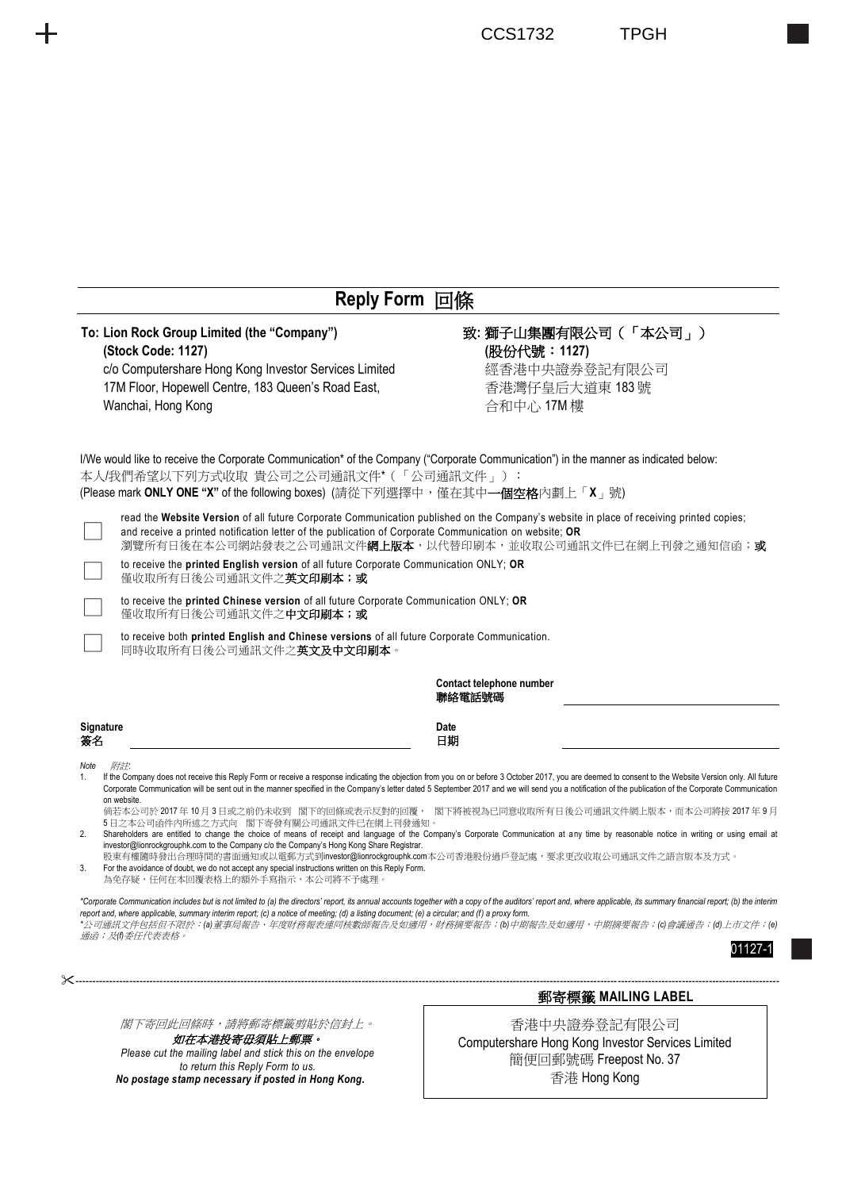# Reply Form 回條

**To: Lion Rock Group Limited (the "Company")**
**(Stock Code: 1127)**
c/o Computershare Hong Kong Investor Services Limited
17M Floor, Hopewell Centre, 183 Queen's Road East,
Wanchai, Hong Kong

**致: 獅子山集團有限公司（「本公司」）**
**(股份代號：1127)**
經香港中央證券登記有限公司
香港灣仔皇后大道東 183 號
合和中心 17M 樓

I/We would like to receive the Corporate Communication* of the Company ("Corporate Communication") in the manner as indicated below:
本人/我們希望以下列方式收取 貴公司之公司通訊文件*（「公司通訊文件」）：
(Please mark **ONLY ONE "X"** of the following boxes) (請從下列選擇中，僅在其中**一個空格**內劃上「**X**」號)

☐ read the **Website Version** of all future Corporate Communication published on the Company's website in place of receiving printed copies; and receive a printed notification letter of the publication of Corporate Communication on website; **OR**
瀏覽所有日後在本公司網站發表之公司通訊文件**網上版本**，以代替印刷本，並收取公司通訊文件已在網上刊發之通知信函；**或**

☐ to receive the **printed English version** of all future Corporate Communication ONLY; **OR**
僅收取所有日後公司通訊文件之**英文印刷本；或**

☐ to receive the **printed Chinese version** of all future Corporate Communication ONLY; **OR**
僅收取所有日後公司通訊文件之**中文印刷本；或**

☐ to receive both **printed English and Chinese versions** of all future Corporate Communication.
同時收取所有日後公司通訊文件之**英文及中文印刷本**。

**Contact telephone number 聯絡電話號碼** ____________________

**Signature 簽名** ____________________ **Date 日期** ____________________

*Note 附註:*

1. If the Company does not receive this Reply Form or receive a response indicating the objection from you on or before 3 October 2017, you are deemed to consent to the Website Version only. All future Corporate Communication will be sent out in the manner specified in the Company's letter dated 5 September 2017 and we will send you a notification of the publication of the Corporate Communication on website.
倘若本公司於 2017 年 10 月 3 日或之前仍未收到 閣下的回條或表示反對的回覆， 閣下將被視為已同意收取所有日後公司通訊文件網上版本，而本公司將按 2017 年 9 月 5 日之本公司函件內所述之方式向 閣下寄發有關公司通訊文件已在網上刊發通知。
2. Shareholders are entitled to change the choice of means of receipt and language of the Company's Corporate Communication at any time by reasonable notice in writing or using email at investor@lionrockgrouphk.com to the Company c/o the Company's Hong Kong Share Registrar.
股東有權隨時發出合理時間的書面通知或以電郵方式到investor@lionrockgrouphk.com本公司香港股份過戶登記處，要求更改收取公司通訊文件之語言版本及方式。
3. For the avoidance of doubt, we do not accept any special instructions written on this Reply Form.
為免存疑，任何在本回覆表格上的額外手寫指示，本公司將不予處理。

*\*Corporate Communication includes but is not limited to (a) the directors' report, its annual accounts together with a copy of the auditors' report and, where applicable, its summary financial report; (b) the interim report and, where applicable, summary interim report; (c) a notice of meeting; (d) a listing document; (e) a circular; and (f) a proxy form.*
*\*公司通訊文件包括但不限於：(a)董事局報告、年度財務報表連同核數師報告及如適用，財務摘要報告；(b)中期報告及如適用，中期摘要報告；(c)會議通告；(d)上市文件；(e)通函；及(f)委任代表表格。*

01127-1

---

**郵寄標籤 MAILING LABEL**

*閣下寄回此回條時，請將郵寄標籤剪貼於信封上。*
***如在本港投寄毋須貼上郵票。***
*Please cut the mailing label and stick this on the envelope to return this Reply Form to us.*
***No postage stamp necessary if posted in Hong Kong.***

香港中央證券登記有限公司
Computershare Hong Kong Investor Services Limited
簡便回郵號碼 Freepost No. 37
香港 Hong Kong